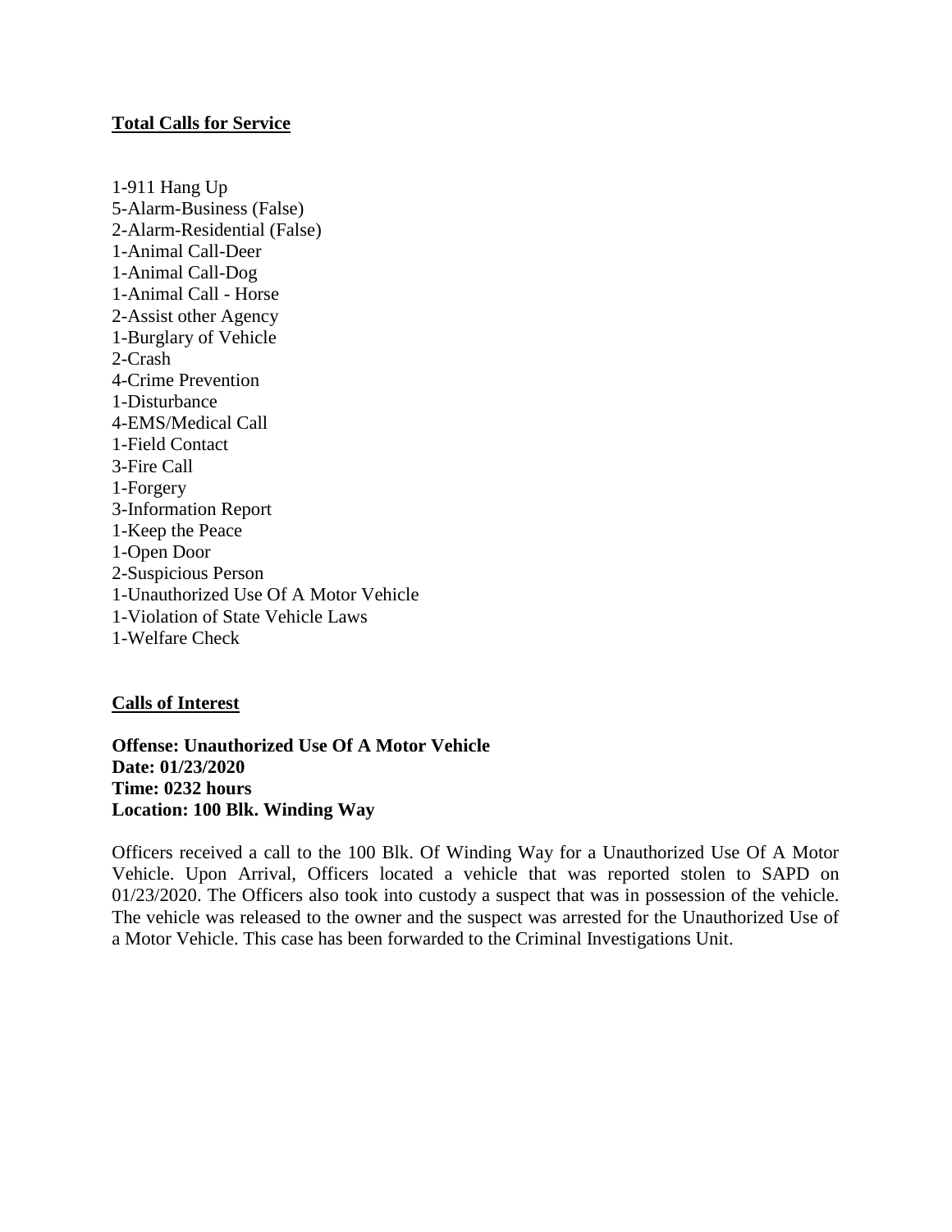## Total Calls for Service

1-911 Hang Up
5-Alarm-Business (False)
2-Alarm-Residential (False)
1-Animal Call-Deer
1-Animal Call-Dog
1-Animal Call - Horse
2-Assist other Agency
1-Burglary of Vehicle
2-Crash
4-Crime Prevention
1-Disturbance
4-EMS/Medical Call
1-Field Contact
3-Fire Call
1-Forgery
3-Information Report
1-Keep the Peace
1-Open Door
2-Suspicious Person
1-Unauthorized Use Of A Motor Vehicle
1-Violation of State Vehicle Laws
1-Welfare Check

## Calls of Interest

**Offense: Unauthorized Use Of A Motor Vehicle**
**Date: 01/23/2020**
**Time: 0232 hours**
**Location: 100 Blk. Winding Way**

Officers received a call to the 100 Blk. Of Winding Way for a Unauthorized Use Of A Motor Vehicle. Upon Arrival, Officers located a vehicle that was reported stolen to SAPD on 01/23/2020. The Officers also took into custody a suspect that was in possession of the vehicle. The vehicle was released to the owner and the suspect was arrested for the Unauthorized Use of a Motor Vehicle. This case has been forwarded to the Criminal Investigations Unit.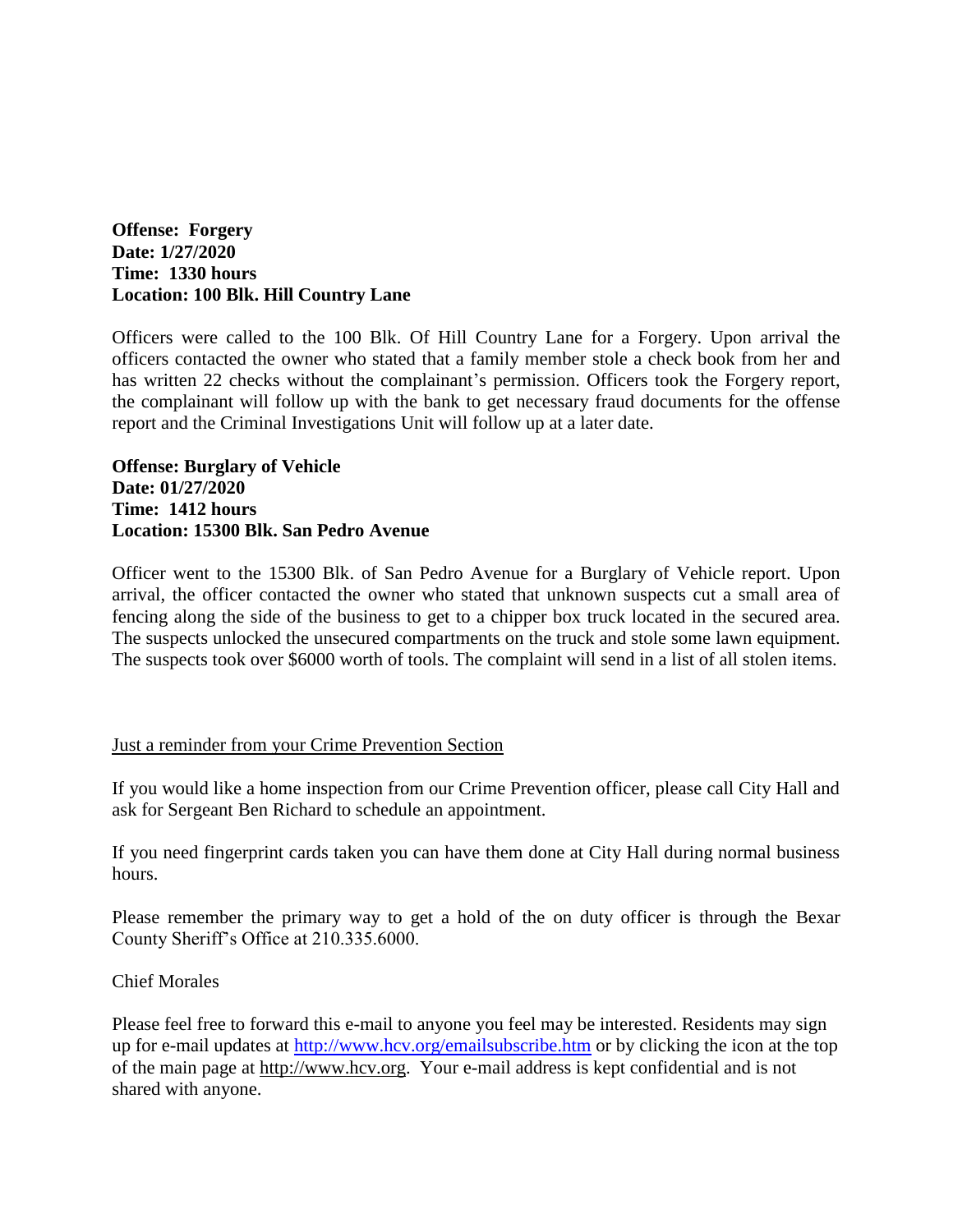**Offense: Forgery**
**Date: 1/27/2020**
**Time: 1330 hours**
**Location: 100 Blk. Hill Country Lane**

Officers were called to the 100 Blk. Of Hill Country Lane for a Forgery. Upon arrival the officers contacted the owner who stated that a family member stole a check book from her and has written 22 checks without the complainant's permission. Officers took the Forgery report, the complainant will follow up with the bank to get necessary fraud documents for the offense report and the Criminal Investigations Unit will follow up at a later date.

**Offense: Burglary of Vehicle**
**Date: 01/27/2020**
**Time: 1412 hours**
**Location: 15300 Blk. San Pedro Avenue**

Officer went to the 15300 Blk. of San Pedro Avenue for a Burglary of Vehicle report. Upon arrival, the officer contacted the owner who stated that unknown suspects cut a small area of fencing along the side of the business to get to a chipper box truck located in the secured area. The suspects unlocked the unsecured compartments on the truck and stole some lawn equipment. The suspects took over $6000 worth of tools. The complaint will send in a list of all stolen items.

Just a reminder from your Crime Prevention Section

If you would like a home inspection from our Crime Prevention officer, please call City Hall and ask for Sergeant Ben Richard to schedule an appointment.

If you need fingerprint cards taken you can have them done at City Hall during normal business hours.

Please remember the primary way to get a hold of the on duty officer is through the Bexar County Sheriff's Office at 210.335.6000.

Chief Morales

Please feel free to forward this e-mail to anyone you feel may be interested. Residents may sign up for e-mail updates at http://www.hcv.org/emailsubscribe.htm or by clicking the icon at the top of the main page at http://www.hcv.org. Your e-mail address is kept confidential and is not shared with anyone.